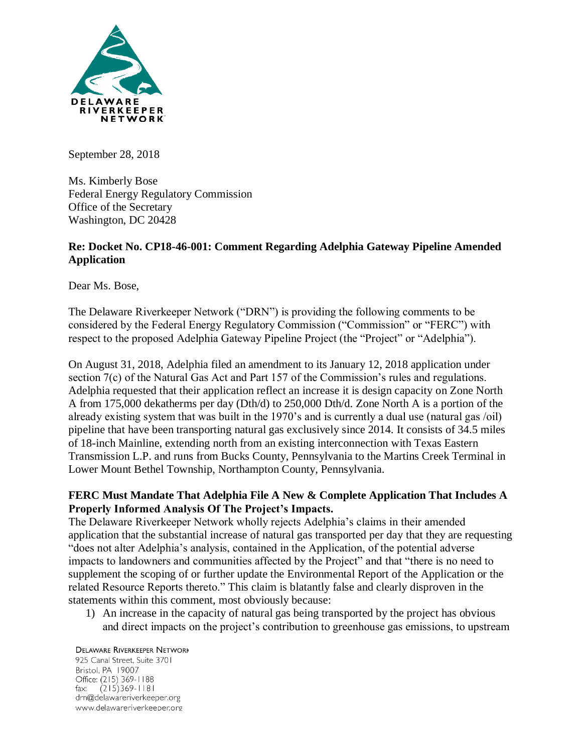DELAWARE RIVERKEEPER NETWORK

September 28, 2018

Ms. Kimberly Bose
Federal Energy Regulatory Commission
Office of the Secretary
Washington, DC 20428

**Re: Docket No. CP18-46-001: Comment Regarding Adelphia Gateway Pipeline Amended Application**

Dear Ms. Bose,

The Delaware Riverkeeper Network ("DRN") is providing the following comments to be considered by the Federal Energy Regulatory Commission ("Commission" or "FERC") with respect to the proposed Adelphia Gateway Pipeline Project (the "Project" or "Adelphia").

On August 31, 2018, Adelphia filed an amendment to its January 12, 2018 application under section 7(c) of the Natural Gas Act and Part 157 of the Commission's rules and regulations. Adelphia requested that their application reflect an increase it is design capacity on Zone North A from 175,000 dekatherms per day (Dth/d) to 250,000 Dth/d. Zone North A is a portion of the already existing system that was built in the 1970's and is currently a dual use (natural gas /oil) pipeline that have been transporting natural gas exclusively since 2014. It consists of 34.5 miles of 18-inch Mainline, extending north from an existing interconnection with Texas Eastern Transmission L.P. and runs from Bucks County, Pennsylvania to the Martins Creek Terminal in Lower Mount Bethel Township, Northampton County, Pennsylvania.

**FERC Must Mandate That Adelphia File A New & Complete Application That Includes A Properly Informed Analysis Of The Project's Impacts.**

The Delaware Riverkeeper Network wholly rejects Adelphia's claims in their amended application that the substantial increase of natural gas transported per day that they are requesting "does not alter Adelphia's analysis, contained in the Application, of the potential adverse impacts to landowners and communities affected by the Project" and that "there is no need to supplement the scoping of or further update the Environmental Report of the Application or the related Resource Reports thereto." This claim is blatantly false and clearly disproven in the statements within this comment, most obviously because:

1) An increase in the capacity of natural gas being transported by the project has obvious and direct impacts on the project's contribution to greenhouse gas emissions, to upstream

DELAWARE RIVERKEEPER NETWORK
925 Canal Street, Suite 3701
Bristol, PA 19007
Office: (215) 369-1188
fax: (215)369-1181
drn@delawareriverkeeper.org
www.delawareriverkeeper.org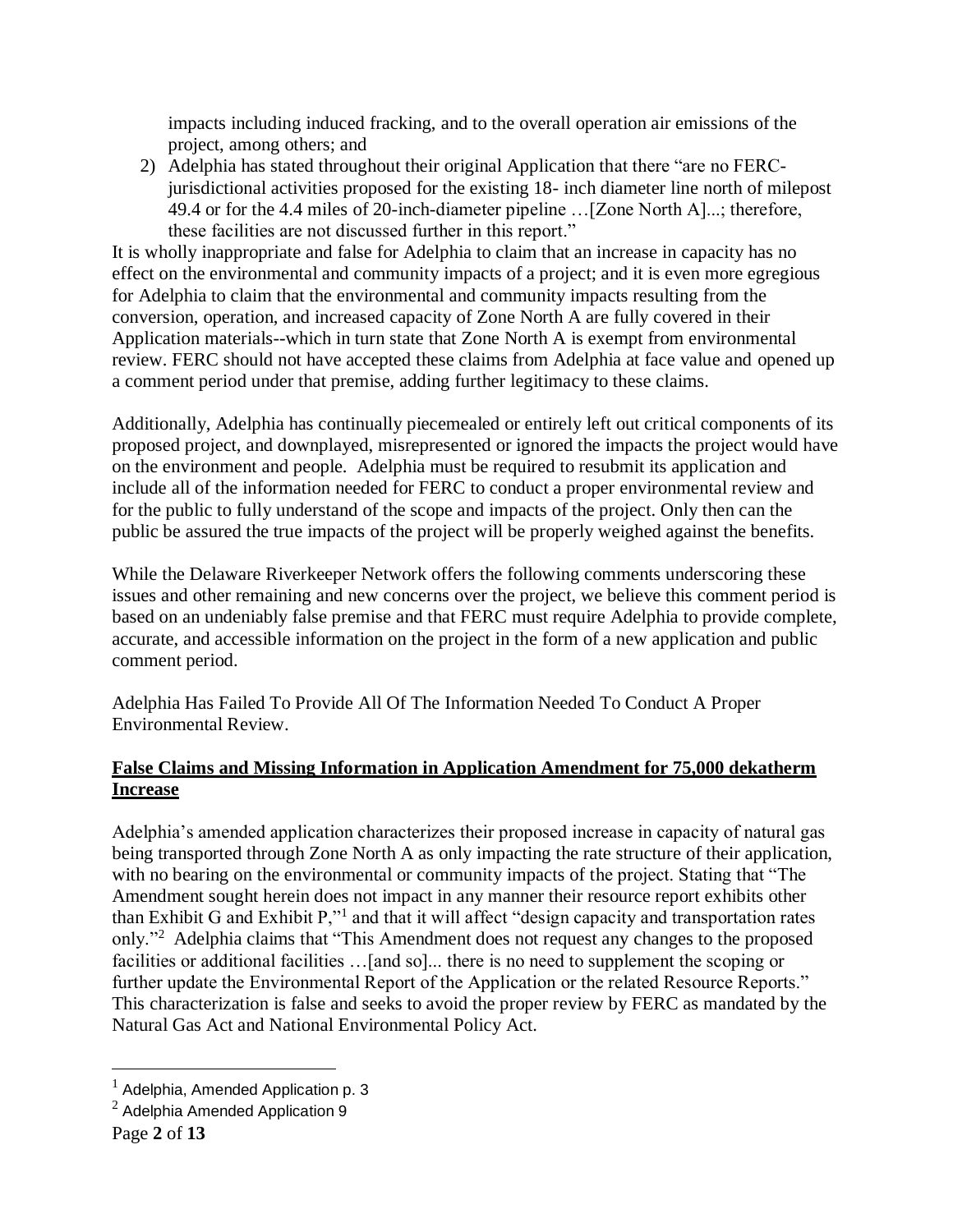impacts including induced fracking, and to the overall operation air emissions of the project, among others; and

2) Adelphia has stated throughout their original Application that there "are no FERC-jurisdictional activities proposed for the existing 18- inch diameter line north of milepost 49.4 or for the 4.4 miles of 20-inch-diameter pipeline …[Zone North A]...; therefore, these facilities are not discussed further in this report."

It is wholly inappropriate and false for Adelphia to claim that an increase in capacity has no effect on the environmental and community impacts of a project; and it is even more egregious for Adelphia to claim that the environmental and community impacts resulting from the conversion, operation, and increased capacity of Zone North A are fully covered in their Application materials--which in turn state that Zone North A is exempt from environmental review. FERC should not have accepted these claims from Adelphia at face value and opened up a comment period under that premise, adding further legitimacy to these claims.

Additionally, Adelphia has continually piecemealed or entirely left out critical components of its proposed project, and downplayed, misrepresented or ignored the impacts the project would have on the environment and people. Adelphia must be required to resubmit its application and include all of the information needed for FERC to conduct a proper environmental review and for the public to fully understand of the scope and impacts of the project. Only then can the public be assured the true impacts of the project will be properly weighed against the benefits.

While the Delaware Riverkeeper Network offers the following comments underscoring these issues and other remaining and new concerns over the project, we believe this comment period is based on an undeniably false premise and that FERC must require Adelphia to provide complete, accurate, and accessible information on the project in the form of a new application and public comment period.

Adelphia Has Failed To Provide All Of The Information Needed To Conduct A Proper Environmental Review.

**False Claims and Missing Information in Application Amendment for 75,000 dekatherm Increase**

Adelphia's amended application characterizes their proposed increase in capacity of natural gas being transported through Zone North A as only impacting the rate structure of their application, with no bearing on the environmental or community impacts of the project. Stating that "The Amendment sought herein does not impact in any manner their resource report exhibits other than Exhibit G and Exhibit P,"[1] and that it will affect "design capacity and transportation rates only."[2] Adelphia claims that "This Amendment does not request any changes to the proposed facilities or additional facilities …[and so]... there is no need to supplement the scoping or further update the Environmental Report of the Application or the related Resource Reports." This characterization is false and seeks to avoid the proper review by FERC as mandated by the Natural Gas Act and National Environmental Policy Act.

---

[1] Adelphia, Amended Application p. 3

[2] Adelphia Amended Application 9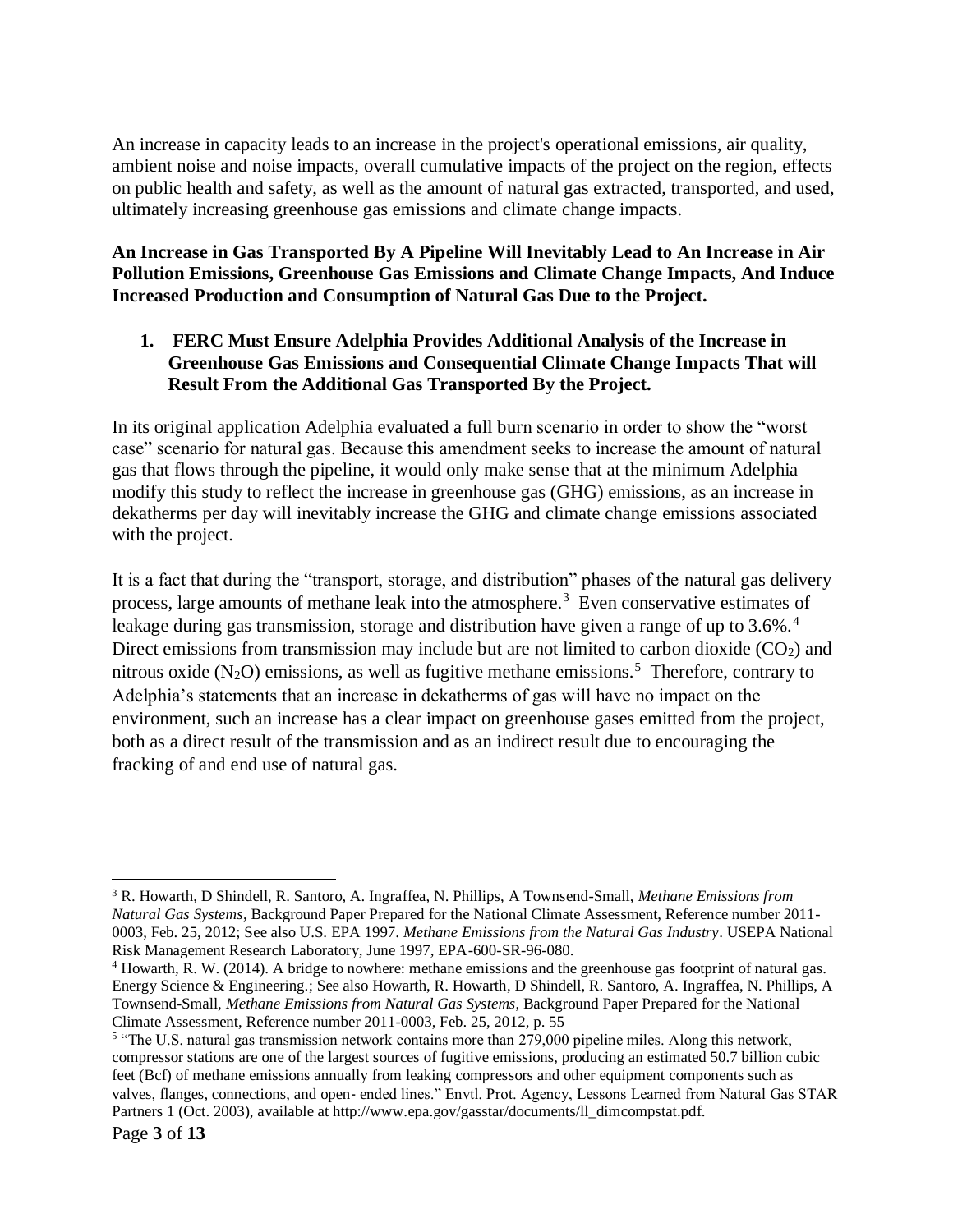An increase in capacity leads to an increase in the project's operational emissions, air quality, ambient noise and noise impacts, overall cumulative impacts of the project on the region, effects on public health and safety, as well as the amount of natural gas extracted, transported, and used, ultimately increasing greenhouse gas emissions and climate change impacts.

**An Increase in Gas Transported By A Pipeline Will Inevitably Lead to An Increase in Air Pollution Emissions, Greenhouse Gas Emissions and Climate Change Impacts, And Induce Increased Production and Consumption of Natural Gas Due to the Project.**

1. **FERC Must Ensure Adelphia Provides Additional Analysis of the Increase in Greenhouse Gas Emissions and Consequential Climate Change Impacts That will Result From the Additional Gas Transported By the Project.**

In its original application Adelphia evaluated a full burn scenario in order to show the "worst case" scenario for natural gas. Because this amendment seeks to increase the amount of natural gas that flows through the pipeline, it would only make sense that at the minimum Adelphia modify this study to reflect the increase in greenhouse gas (GHG) emissions, as an increase in dekatherms per day will inevitably increase the GHG and climate change emissions associated with the project.

It is a fact that during the "transport, storage, and distribution" phases of the natural gas delivery process, large amounts of methane leak into the atmosphere.[3] Even conservative estimates of leakage during gas transmission, storage and distribution have given a range of up to 3.6%.[4] Direct emissions from transmission may include but are not limited to carbon dioxide ($CO_2$) and nitrous oxide ($N_2O$) emissions, as well as fugitive methane emissions.[5] Therefore, contrary to Adelphia's statements that an increase in dekatherms of gas will have no impact on the environment, such an increase has a clear impact on greenhouse gases emitted from the project, both as a direct result of the transmission and as an indirect result due to encouraging the fracking of and end use of natural gas.

---

[3] R. Howarth, D Shindell, R. Santoro, A. Ingraffea, N. Phillips, A Townsend-Small, *Methane Emissions from Natural Gas Systems*, Background Paper Prepared for the National Climate Assessment, Reference number 2011-0003, Feb. 25, 2012; See also U.S. EPA 1997. *Methane Emissions from the Natural Gas Industry*. USEPA National Risk Management Research Laboratory, June 1997, EPA-600-SR-96-080.

[4] Howarth, R. W. (2014). A bridge to nowhere: methane emissions and the greenhouse gas footprint of natural gas. Energy Science & Engineering.; See also Howarth, R. Howarth, D Shindell, R. Santoro, A. Ingraffea, N. Phillips, A Townsend-Small, *Methane Emissions from Natural Gas Systems*, Background Paper Prepared for the National Climate Assessment, Reference number 2011-0003, Feb. 25, 2012, p. 55

[5] "The U.S. natural gas transmission network contains more than 279,000 pipeline miles. Along this network, compressor stations are one of the largest sources of fugitive emissions, producing an estimated 50.7 billion cubic feet (Bcf) of methane emissions annually from leaking compressors and other equipment components such as valves, flanges, connections, and open- ended lines." Envtl. Prot. Agency, Lessons Learned from Natural Gas STAR Partners 1 (Oct. 2003), available at http://www.epa.gov/gasstar/documents/ll_dimcompstat.pdf.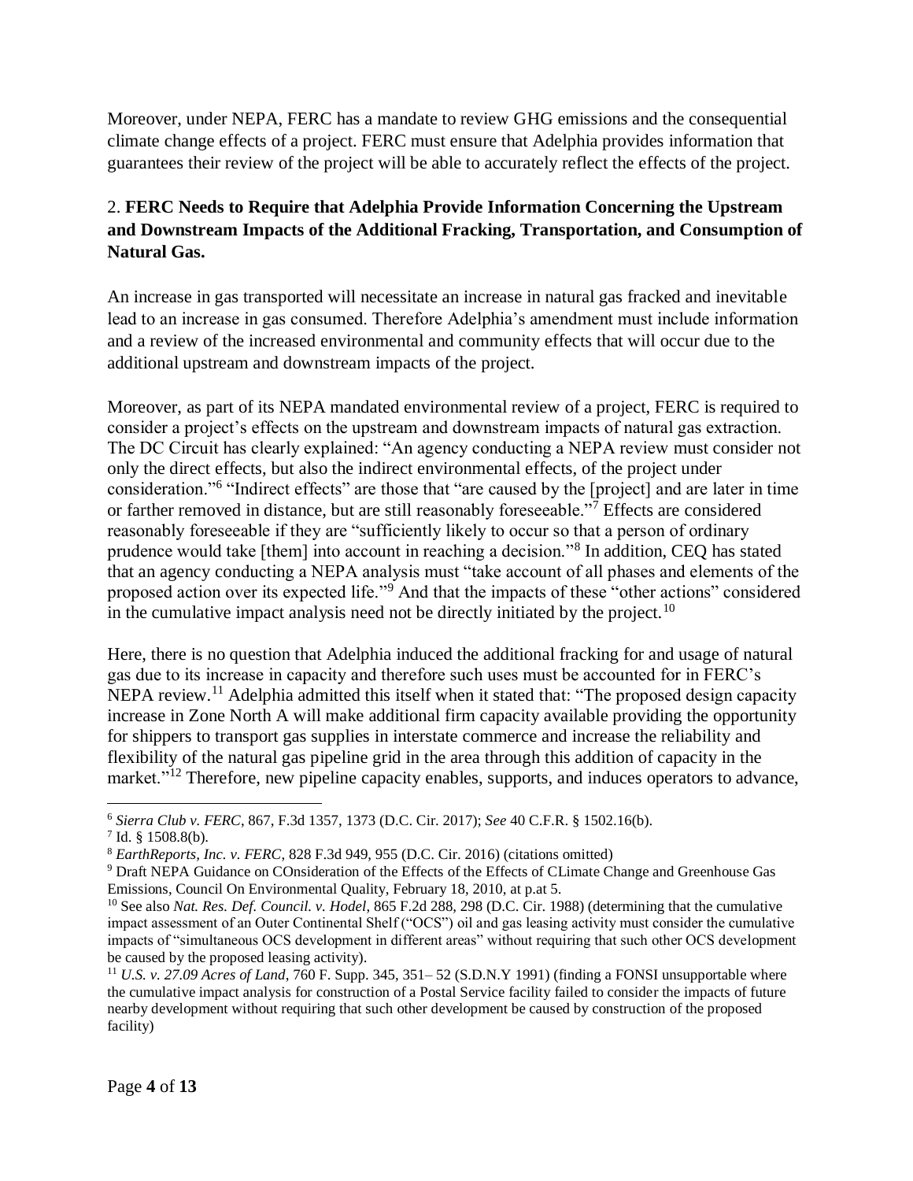Moreover, under NEPA, FERC has a mandate to review GHG emissions and the consequential climate change effects of a project. FERC must ensure that Adelphia provides information that guarantees their review of the project will be able to accurately reflect the effects of the project.

## 2. **FERC Needs to Require that Adelphia Provide Information Concerning the Upstream and Downstream Impacts of the Additional Fracking, Transportation, and Consumption of Natural Gas.**

An increase in gas transported will necessitate an increase in natural gas fracked and inevitable lead to an increase in gas consumed. Therefore Adelphia's amendment must include information and a review of the increased environmental and community effects that will occur due to the additional upstream and downstream impacts of the project.

Moreover, as part of its NEPA mandated environmental review of a project, FERC is required to consider a project's effects on the upstream and downstream impacts of natural gas extraction. The DC Circuit has clearly explained: "An agency conducting a NEPA review must consider not only the direct effects, but also the indirect environmental effects, of the project under consideration."[6] "Indirect effects" are those that "are caused by the [project] and are later in time or farther removed in distance, but are still reasonably foreseeable."[7] Effects are considered reasonably foreseeable if they are "sufficiently likely to occur so that a person of ordinary prudence would take [them] into account in reaching a decision."[8] In addition, CEQ has stated that an agency conducting a NEPA analysis must "take account of all phases and elements of the proposed action over its expected life."[9] And that the impacts of these "other actions" considered in the cumulative impact analysis need not be directly initiated by the project.[10]

Here, there is no question that Adelphia induced the additional fracking for and usage of natural gas due to its increase in capacity and therefore such uses must be accounted for in FERC's NEPA review.[11] Adelphia admitted this itself when it stated that: "The proposed design capacity increase in Zone North A will make additional firm capacity available providing the opportunity for shippers to transport gas supplies in interstate commerce and increase the reliability and flexibility of the natural gas pipeline grid in the area through this addition of capacity in the market."[12] Therefore, new pipeline capacity enables, supports, and induces operators to advance,

---

[6] *Sierra Club v. FERC*, 867, F.3d 1357, 1373 (D.C. Cir. 2017); *See* 40 C.F.R. § 1502.16(b).

[7] Id. § 1508.8(b).

[8] *EarthReports, Inc. v. FERC*, 828 F.3d 949, 955 (D.C. Cir. 2016) (citations omitted)

[9] Draft NEPA Guidance on COnsideration of the Effects of the Effects of CLimate Change and Greenhouse Gas Emissions, Council On Environmental Quality, February 18, 2010, at p.at 5.

[10] See also *Nat. Res. Def. Council. v. Hodel*, 865 F.2d 288, 298 (D.C. Cir. 1988) (determining that the cumulative impact assessment of an Outer Continental Shelf ("OCS") oil and gas leasing activity must consider the cumulative impacts of "simultaneous OCS development in different areas" without requiring that such other OCS development be caused by the proposed leasing activity).

[11] *U.S. v. 27.09 Acres of Land*, 760 F. Supp. 345, 351– 52 (S.D.N.Y 1991) (finding a FONSI unsupportable where the cumulative impact analysis for construction of a Postal Service facility failed to consider the impacts of future nearby development without requiring that such other development be caused by construction of the proposed facility)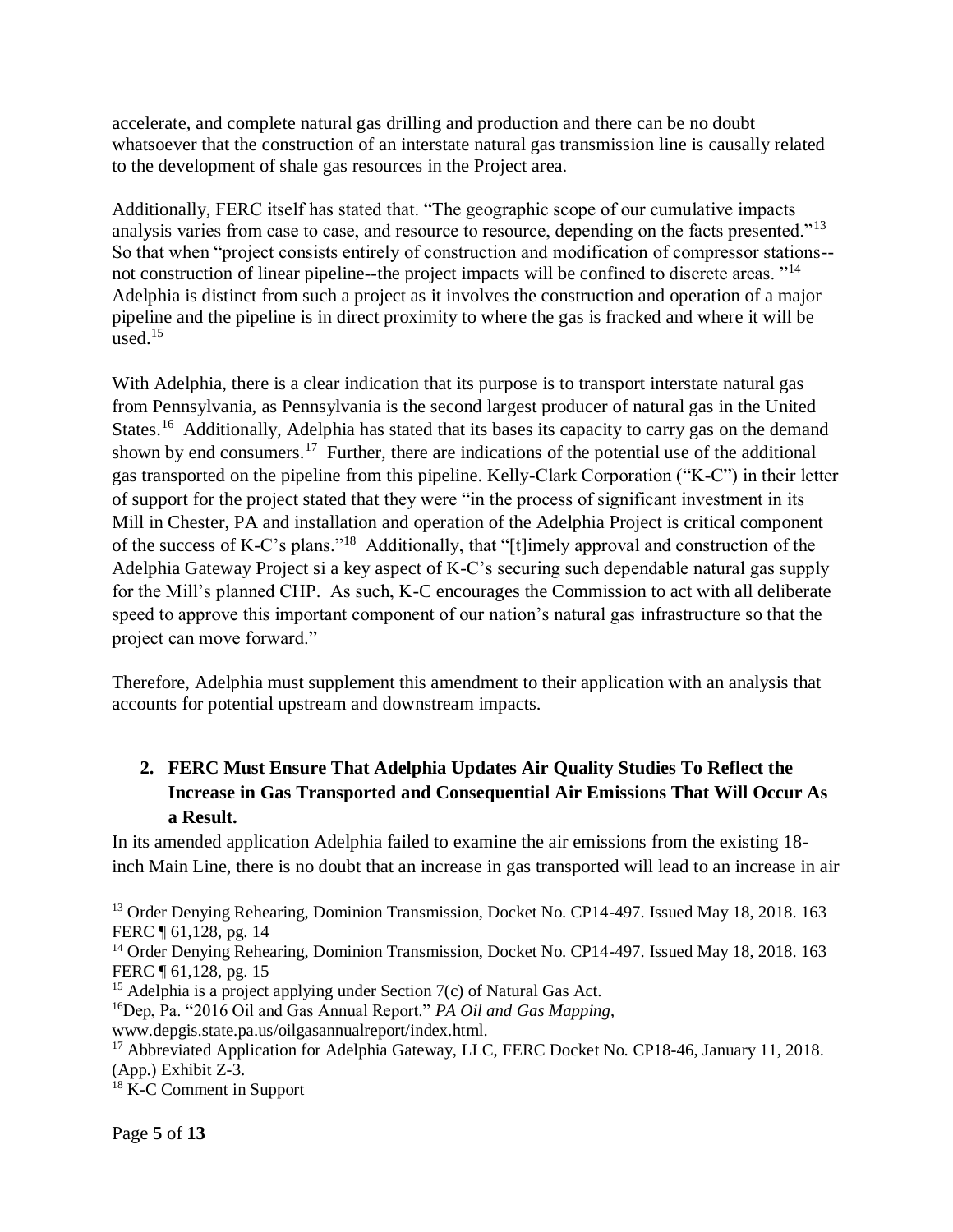accelerate, and complete natural gas drilling and production and there can be no doubt whatsoever that the construction of an interstate natural gas transmission line is causally related to the development of shale gas resources in the Project area.

Additionally, FERC itself has stated that. "The geographic scope of our cumulative impacts analysis varies from case to case, and resource to resource, depending on the facts presented."[13] So that when "project consists entirely of construction and modification of compressor stations--not construction of linear pipeline--the project impacts will be confined to discrete areas. "[14] Adelphia is distinct from such a project as it involves the construction and operation of a major pipeline and the pipeline is in direct proximity to where the gas is fracked and where it will be used.[15]

With Adelphia, there is a clear indication that its purpose is to transport interstate natural gas from Pennsylvania, as Pennsylvania is the second largest producer of natural gas in the United States.[16] Additionally, Adelphia has stated that its bases its capacity to carry gas on the demand shown by end consumers.[17] Further, there are indications of the potential use of the additional gas transported on the pipeline from this pipeline. Kelly-Clark Corporation ("K-C") in their letter of support for the project stated that they were "in the process of significant investment in its Mill in Chester, PA and installation and operation of the Adelphia Project is critical component of the success of K-C's plans."[18] Additionally, that "[t]imely approval and construction of the Adelphia Gateway Project si a key aspect of K-C's securing such dependable natural gas supply for the Mill's planned CHP. As such, K-C encourages the Commission to act with all deliberate speed to approve this important component of our nation's natural gas infrastructure so that the project can move forward."

Therefore, Adelphia must supplement this amendment to their application with an analysis that accounts for potential upstream and downstream impacts.

### 2. FERC Must Ensure That Adelphia Updates Air Quality Studies To Reflect the Increase in Gas Transported and Consequential Air Emissions That Will Occur As a Result.

In its amended application Adelphia failed to examine the air emissions from the existing 18-inch Main Line, there is no doubt that an increase in gas transported will lead to an increase in air

---

[13] Order Denying Rehearing, Dominion Transmission, Docket No. CP14-497. Issued May 18, 2018. 163 FERC ¶ 61,128, pg. 14

[14] Order Denying Rehearing, Dominion Transmission, Docket No. CP14-497. Issued May 18, 2018. 163 FERC ¶ 61,128, pg. 15

[15] Adelphia is a project applying under Section 7(c) of Natural Gas Act.

[16] Dep, Pa. "2016 Oil and Gas Annual Report." *PA Oil and Gas Mapping*, www.depgis.state.pa.us/oilgasannualreport/index.html.

[17] Abbreviated Application for Adelphia Gateway, LLC, FERC Docket No. CP18-46, January 11, 2018. (App.) Exhibit Z-3.

[18] K-C Comment in Support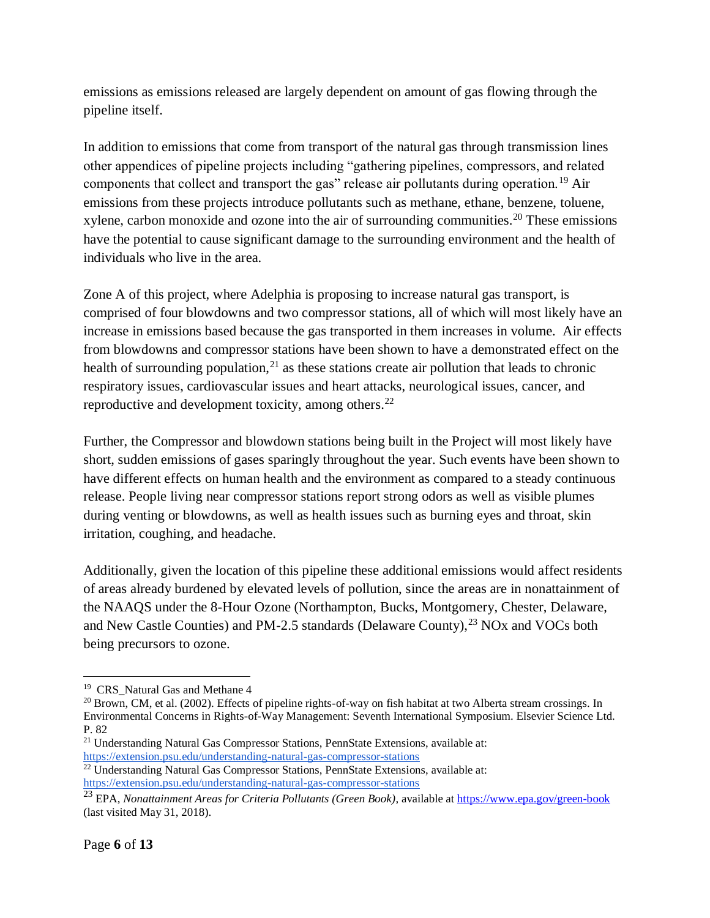emissions as emissions released are largely dependent on amount of gas flowing through the pipeline itself.

In addition to emissions that come from transport of the natural gas through transmission lines other appendices of pipeline projects including "gathering pipelines, compressors, and related components that collect and transport the gas" release air pollutants during operation.[19] Air emissions from these projects introduce pollutants such as methane, ethane, benzene, toluene, xylene, carbon monoxide and ozone into the air of surrounding communities.[20] These emissions have the potential to cause significant damage to the surrounding environment and the health of individuals who live in the area.

Zone A of this project, where Adelphia is proposing to increase natural gas transport, is comprised of four blowdowns and two compressor stations, all of which will most likely have an increase in emissions based because the gas transported in them increases in volume. Air effects from blowdowns and compressor stations have been shown to have a demonstrated effect on the health of surrounding population,[21] as these stations create air pollution that leads to chronic respiratory issues, cardiovascular issues and heart attacks, neurological issues, cancer, and reproductive and development toxicity, among others.[22]

Further, the Compressor and blowdown stations being built in the Project will most likely have short, sudden emissions of gases sparingly throughout the year. Such events have been shown to have different effects on human health and the environment as compared to a steady continuous release. People living near compressor stations report strong odors as well as visible plumes during venting or blowdowns, as well as health issues such as burning eyes and throat, skin irritation, coughing, and headache.

Additionally, given the location of this pipeline these additional emissions would affect residents of areas already burdened by elevated levels of pollution, since the areas are in nonattainment of the NAAQS under the 8-Hour Ozone (Northampton, Bucks, Montgomery, Chester, Delaware, and New Castle Counties) and PM-2.5 standards (Delaware County),[23] NOx and VOCs both being precursors to ozone.

---

[19] CRS_Natural Gas and Methane 4

[20] Brown, CM, et al. (2002). Effects of pipeline rights-of-way on fish habitat at two Alberta stream crossings. In Environmental Concerns in Rights-of-Way Management: Seventh International Symposium. Elsevier Science Ltd. P. 82

[21] Understanding Natural Gas Compressor Stations, PennState Extensions, available at: https://extension.psu.edu/understanding-natural-gas-compressor-stations

[22] Understanding Natural Gas Compressor Stations, PennState Extensions, available at: https://extension.psu.edu/understanding-natural-gas-compressor-stations

[23] EPA, *Nonattainment Areas for Criteria Pollutants (Green Book)*, available at https://www.epa.gov/green-book (last visited May 31, 2018).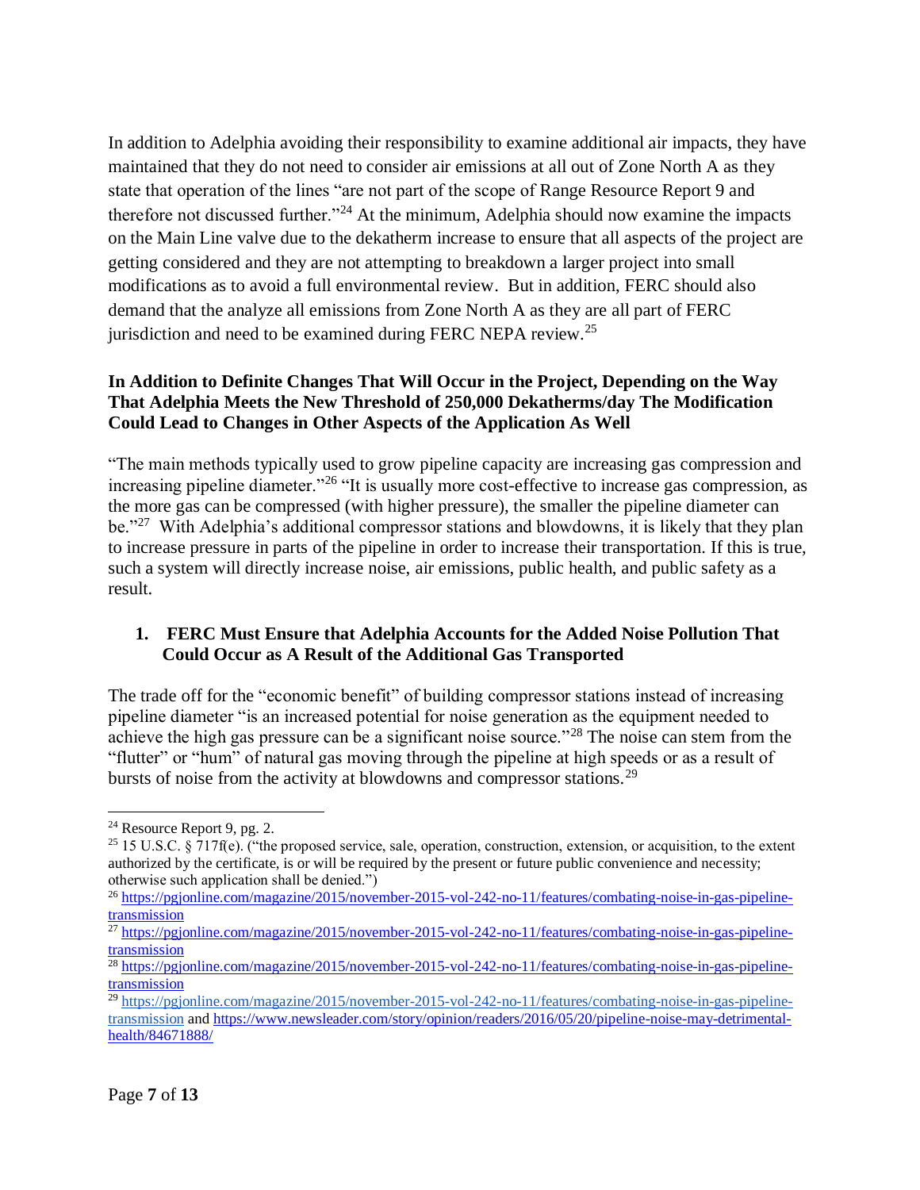In addition to Adelphia avoiding their responsibility to examine additional air impacts, they have maintained that they do not need to consider air emissions at all out of Zone North A as they state that operation of the lines "are not part of the scope of Range Resource Report 9 and therefore not discussed further."[24] At the minimum, Adelphia should now examine the impacts on the Main Line valve due to the dekatherm increase to ensure that all aspects of the project are getting considered and they are not attempting to breakdown a larger project into small modifications as to avoid a full environmental review. But in addition, FERC should also demand that the analyze all emissions from Zone North A as they are all part of FERC jurisdiction and need to be examined during FERC NEPA review.[25]

**In Addition to Definite Changes That Will Occur in the Project, Depending on the Way That Adelphia Meets the New Threshold of 250,000 Dekatherms/day The Modification Could Lead to Changes in Other Aspects of the Application As Well**

"The main methods typically used to grow pipeline capacity are increasing gas compression and increasing pipeline diameter."[26] "It is usually more cost-effective to increase gas compression, as the more gas can be compressed (with higher pressure), the smaller the pipeline diameter can be."[27] With Adelphia's additional compressor stations and blowdowns, it is likely that they plan to increase pressure in parts of the pipeline in order to increase their transportation. If this is true, such a system will directly increase noise, air emissions, public health, and public safety as a result.

**1. FERC Must Ensure that Adelphia Accounts for the Added Noise Pollution That Could Occur as A Result of the Additional Gas Transported**

The trade off for the "economic benefit" of building compressor stations instead of increasing pipeline diameter "is an increased potential for noise generation as the equipment needed to achieve the high gas pressure can be a significant noise source."[28] The noise can stem from the "flutter" or "hum" of natural gas moving through the pipeline at high speeds or as a result of bursts of noise from the activity at blowdowns and compressor stations.[29]

---

[24] Resource Report 9, pg. 2.

[25] 15 U.S.C. § 717f(e). ("the proposed service, sale, operation, construction, extension, or acquisition, to the extent authorized by the certificate, is or will be required by the present or future public convenience and necessity; otherwise such application shall be denied.")

[26] https://pgjonline.com/magazine/2015/november-2015-vol-242-no-11/features/combating-noise-in-gas-pipeline-transmission

[27] https://pgjonline.com/magazine/2015/november-2015-vol-242-no-11/features/combating-noise-in-gas-pipeline-transmission

[28] https://pgjonline.com/magazine/2015/november-2015-vol-242-no-11/features/combating-noise-in-gas-pipeline-transmission

[29] https://pgjonline.com/magazine/2015/november-2015-vol-242-no-11/features/combating-noise-in-gas-pipeline-transmission and https://www.newsleader.com/story/opinion/readers/2016/05/20/pipeline-noise-may-detrimental-health/84671888/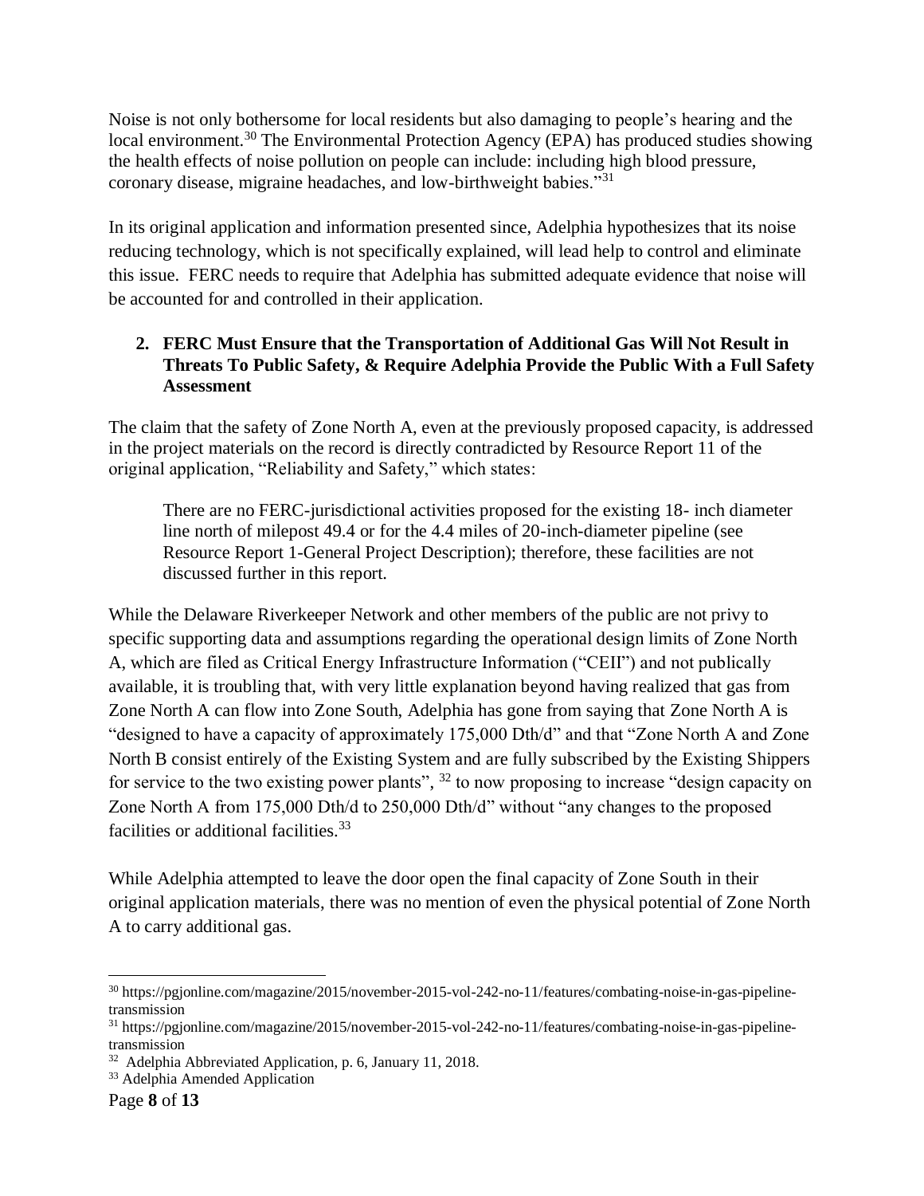Noise is not only bothersome for local residents but also damaging to people's hearing and the local environment.[30] The Environmental Protection Agency (EPA) has produced studies showing the health effects of noise pollution on people can include: including high blood pressure, coronary disease, migraine headaches, and low-birthweight babies."[31]

In its original application and information presented since, Adelphia hypothesizes that its noise reducing technology, which is not specifically explained, will lead help to control and eliminate this issue. FERC needs to require that Adelphia has submitted adequate evidence that noise will be accounted for and controlled in their application.

**2. FERC Must Ensure that the Transportation of Additional Gas Will Not Result in Threats To Public Safety, & Require Adelphia Provide the Public With a Full Safety Assessment**

The claim that the safety of Zone North A, even at the previously proposed capacity, is addressed in the project materials on the record is directly contradicted by Resource Report 11 of the original application, "Reliability and Safety," which states:

> There are no FERC-jurisdictional activities proposed for the existing 18- inch diameter line north of milepost 49.4 or for the 4.4 miles of 20-inch-diameter pipeline (see Resource Report 1-General Project Description); therefore, these facilities are not discussed further in this report.

While the Delaware Riverkeeper Network and other members of the public are not privy to specific supporting data and assumptions regarding the operational design limits of Zone North A, which are filed as Critical Energy Infrastructure Information ("CEII") and not publically available, it is troubling that, with very little explanation beyond having realized that gas from Zone North A can flow into Zone South, Adelphia has gone from saying that Zone North A is "designed to have a capacity of approximately 175,000 Dth/d" and that "Zone North A and Zone North B consist entirely of the Existing System and are fully subscribed by the Existing Shippers for service to the two existing power plants", [32] to now proposing to increase "design capacity on Zone North A from 175,000 Dth/d to 250,000 Dth/d" without "any changes to the proposed facilities or additional facilities.[33]

While Adelphia attempted to leave the door open the final capacity of Zone South in their original application materials, there was no mention of even the physical potential of Zone North A to carry additional gas.

---

[30] https://pgjonline.com/magazine/2015/november-2015-vol-242-no-11/features/combating-noise-in-gas-pipeline-transmission

[31] https://pgjonline.com/magazine/2015/november-2015-vol-242-no-11/features/combating-noise-in-gas-pipeline-transmission

[32] Adelphia Abbreviated Application, p. 6, January 11, 2018.

[33] Adelphia Amended Application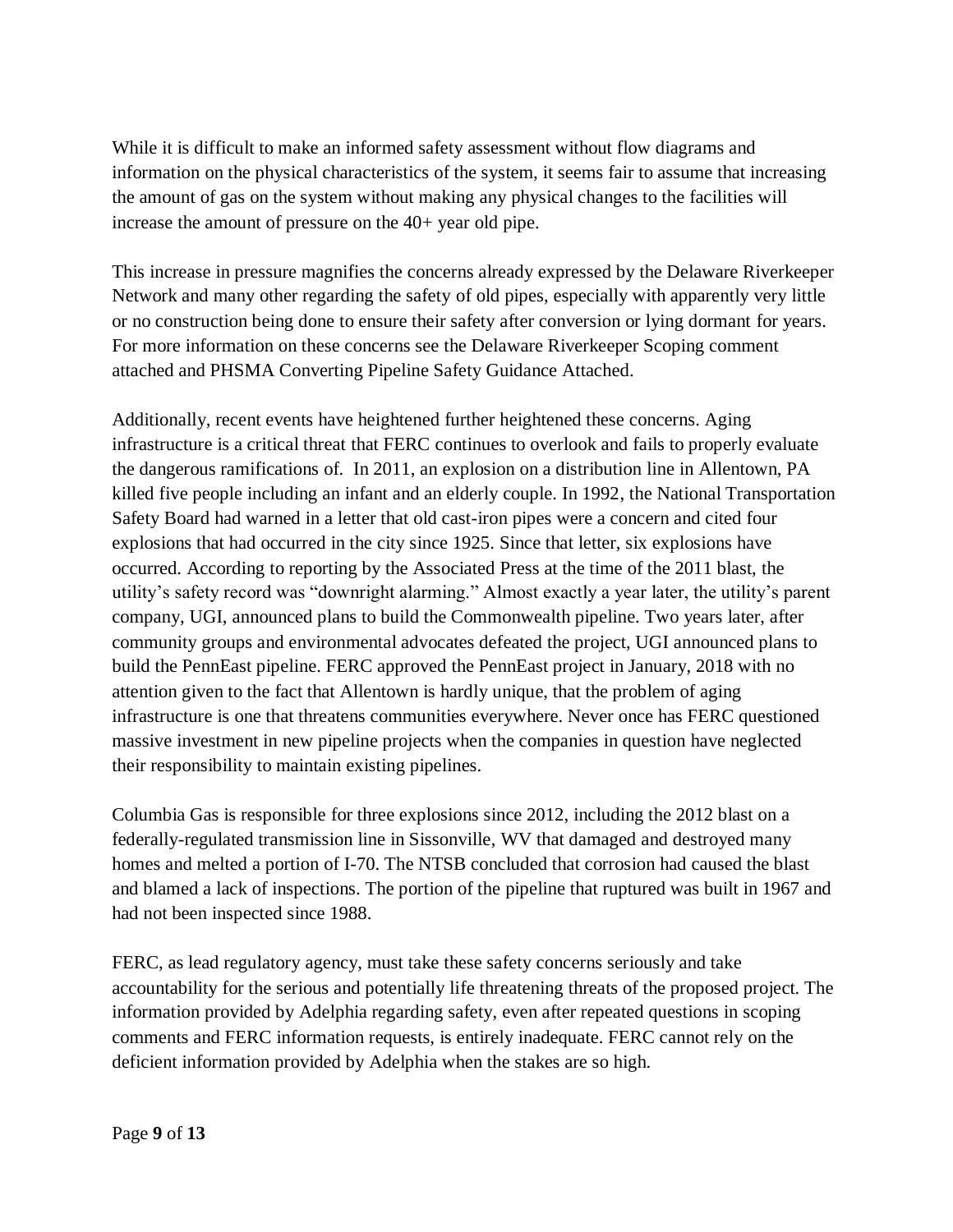While it is difficult to make an informed safety assessment without flow diagrams and information on the physical characteristics of the system, it seems fair to assume that increasing the amount of gas on the system without making any physical changes to the facilities will increase the amount of pressure on the 40+ year old pipe.

This increase in pressure magnifies the concerns already expressed by the Delaware Riverkeeper Network and many other regarding the safety of old pipes, especially with apparently very little or no construction being done to ensure their safety after conversion or lying dormant for years. For more information on these concerns see the Delaware Riverkeeper Scoping comment attached and PHSMA Converting Pipeline Safety Guidance Attached.

Additionally, recent events have heightened further heightened these concerns. Aging infrastructure is a critical threat that FERC continues to overlook and fails to properly evaluate the dangerous ramifications of. In 2011, an explosion on a distribution line in Allentown, PA killed five people including an infant and an elderly couple. In 1992, the National Transportation Safety Board had warned in a letter that old cast-iron pipes were a concern and cited four explosions that had occurred in the city since 1925. Since that letter, six explosions have occurred. According to reporting by the Associated Press at the time of the 2011 blast, the utility's safety record was "downright alarming." Almost exactly a year later, the utility's parent company, UGI, announced plans to build the Commonwealth pipeline. Two years later, after community groups and environmental advocates defeated the project, UGI announced plans to build the PennEast pipeline. FERC approved the PennEast project in January, 2018 with no attention given to the fact that Allentown is hardly unique, that the problem of aging infrastructure is one that threatens communities everywhere. Never once has FERC questioned massive investment in new pipeline projects when the companies in question have neglected their responsibility to maintain existing pipelines.

Columbia Gas is responsible for three explosions since 2012, including the 2012 blast on a federally-regulated transmission line in Sissonville, WV that damaged and destroyed many homes and melted a portion of I-70. The NTSB concluded that corrosion had caused the blast and blamed a lack of inspections. The portion of the pipeline that ruptured was built in 1967 and had not been inspected since 1988.

FERC, as lead regulatory agency, must take these safety concerns seriously and take accountability for the serious and potentially life threatening threats of the proposed project. The information provided by Adelphia regarding safety, even after repeated questions in scoping comments and FERC information requests, is entirely inadequate. FERC cannot rely on the deficient information provided by Adelphia when the stakes are so high.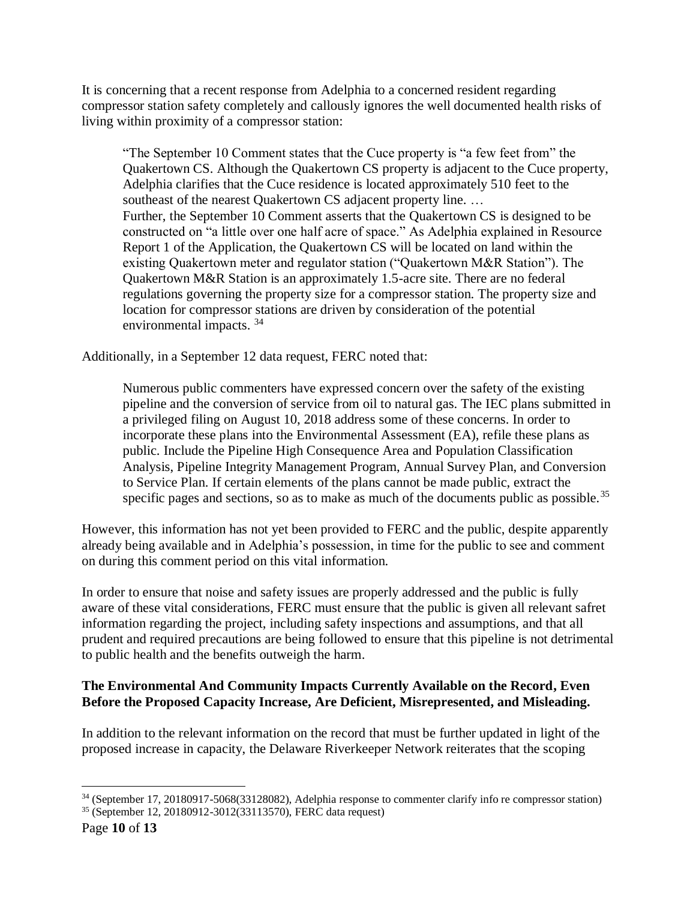It is concerning that a recent response from Adelphia to a concerned resident regarding compressor station safety completely and callously ignores the well documented health risks of living within proximity of a compressor station:

> "The September 10 Comment states that the Cuce property is "a few feet from" the Quakertown CS. Although the Quakertown CS property is adjacent to the Cuce property, Adelphia clarifies that the Cuce residence is located approximately 510 feet to the southeast of the nearest Quakertown CS adjacent property line. …
> Further, the September 10 Comment asserts that the Quakertown CS is designed to be constructed on "a little over one half acre of space." As Adelphia explained in Resource Report 1 of the Application, the Quakertown CS will be located on land within the existing Quakertown meter and regulator station ("Quakertown M&R Station"). The Quakertown M&R Station is an approximately 1.5-acre site. There are no federal regulations governing the property size for a compressor station. The property size and location for compressor stations are driven by consideration of the potential environmental impacts. [34]

Additionally, in a September 12 data request, FERC noted that:

> Numerous public commenters have expressed concern over the safety of the existing pipeline and the conversion of service from oil to natural gas. The IEC plans submitted in a privileged filing on August 10, 2018 address some of these concerns. In order to incorporate these plans into the Environmental Assessment (EA), refile these plans as public. Include the Pipeline High Consequence Area and Population Classification Analysis, Pipeline Integrity Management Program, Annual Survey Plan, and Conversion to Service Plan. If certain elements of the plans cannot be made public, extract the specific pages and sections, so as to make as much of the documents public as possible.[35]

However, this information has not yet been provided to FERC and the public, despite apparently already being available and in Adelphia's possession, in time for the public to see and comment on during this comment period on this vital information.

In order to ensure that noise and safety issues are properly addressed and the public is fully aware of these vital considerations, FERC must ensure that the public is given all relevant safret information regarding the project, including safety inspections and assumptions, and that all prudent and required precautions are being followed to ensure that this pipeline is not detrimental to public health and the benefits outweigh the harm.

**The Environmental And Community Impacts Currently Available on the Record, Even Before the Proposed Capacity Increase, Are Deficient, Misrepresented, and Misleading.**

In addition to the relevant information on the record that must be further updated in light of the proposed increase in capacity, the Delaware Riverkeeper Network reiterates that the scoping

---

[34] (September 17, 20180917-5068(33128082), Adelphia response to commenter clarify info re compressor station)

[35] (September 12, 20180912-3012(33113570), FERC data request)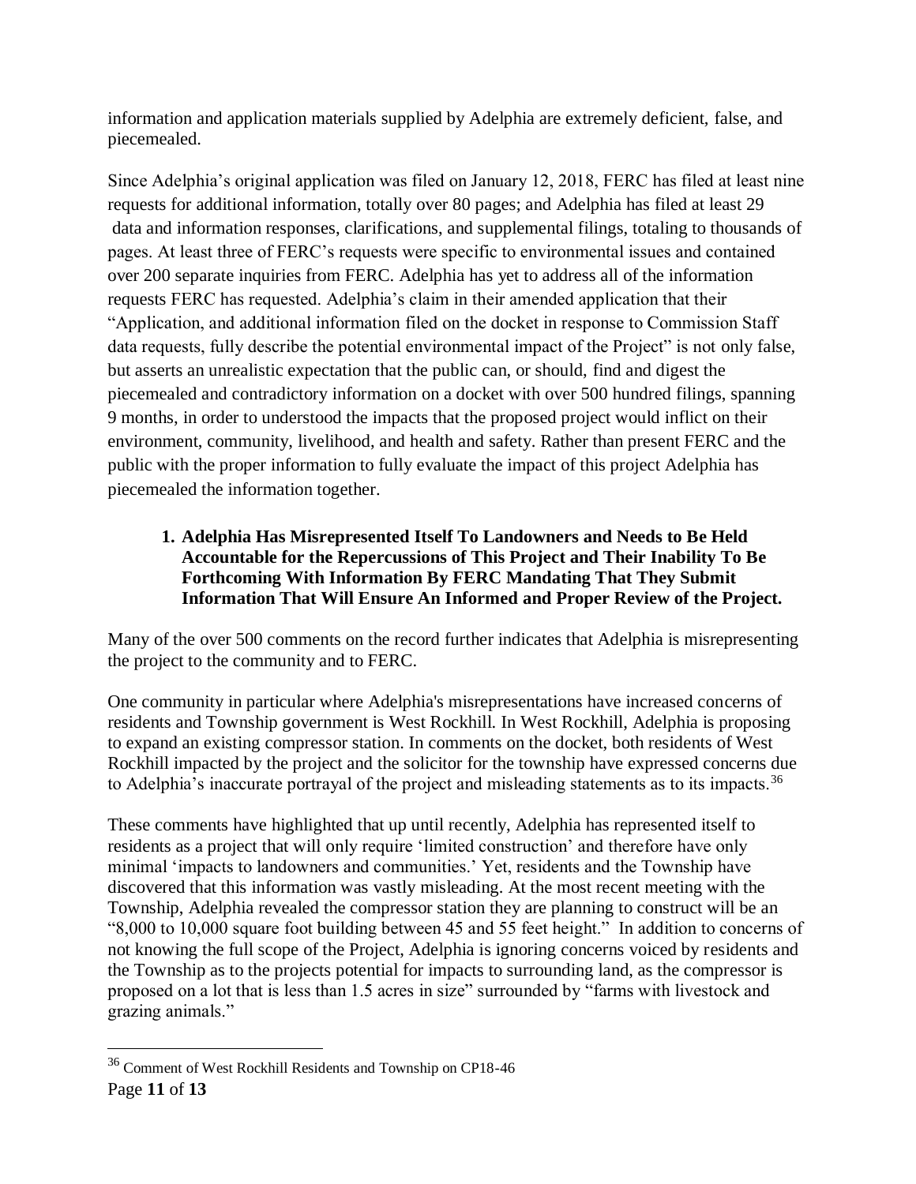information and application materials supplied by Adelphia are extremely deficient, false, and piecemealed.

Since Adelphia's original application was filed on January 12, 2018, FERC has filed at least nine requests for additional information, totally over 80 pages; and Adelphia has filed at least 29 data and information responses, clarifications, and supplemental filings, totaling to thousands of pages. At least three of FERC's requests were specific to environmental issues and contained over 200 separate inquiries from FERC. Adelphia has yet to address all of the information requests FERC has requested. Adelphia's claim in their amended application that their "Application, and additional information filed on the docket in response to Commission Staff data requests, fully describe the potential environmental impact of the Project" is not only false, but asserts an unrealistic expectation that the public can, or should, find and digest the piecemealed and contradictory information on a docket with over 500 hundred filings, spanning 9 months, in order to understood the impacts that the proposed project would inflict on their environment, community, livelihood, and health and safety. Rather than present FERC and the public with the proper information to fully evaluate the impact of this project Adelphia has piecemealed the information together.

1. **Adelphia Has Misrepresented Itself To Landowners and Needs to Be Held Accountable for the Repercussions of This Project and Their Inability To Be Forthcoming With Information By FERC Mandating That They Submit Information That Will Ensure An Informed and Proper Review of the Project.**

Many of the over 500 comments on the record further indicates that Adelphia is misrepresenting the project to the community and to FERC.

One community in particular where Adelphia's misrepresentations have increased concerns of residents and Township government is West Rockhill. In West Rockhill, Adelphia is proposing to expand an existing compressor station. In comments on the docket, both residents of West Rockhill impacted by the project and the solicitor for the township have expressed concerns due to Adelphia's inaccurate portrayal of the project and misleading statements as to its impacts.[36]

These comments have highlighted that up until recently, Adelphia has represented itself to residents as a project that will only require 'limited construction' and therefore have only minimal 'impacts to landowners and communities.' Yet, residents and the Township have discovered that this information was vastly misleading. At the most recent meeting with the Township, Adelphia revealed the compressor station they are planning to construct will be an "8,000 to 10,000 square foot building between 45 and 55 feet height." In addition to concerns of not knowing the full scope of the Project, Adelphia is ignoring concerns voiced by residents and the Township as to the projects potential for impacts to surrounding land, as the compressor is proposed on a lot that is less than 1.5 acres in size" surrounded by "farms with livestock and grazing animals."

[36] Comment of West Rockhill Residents and Township on CP18-46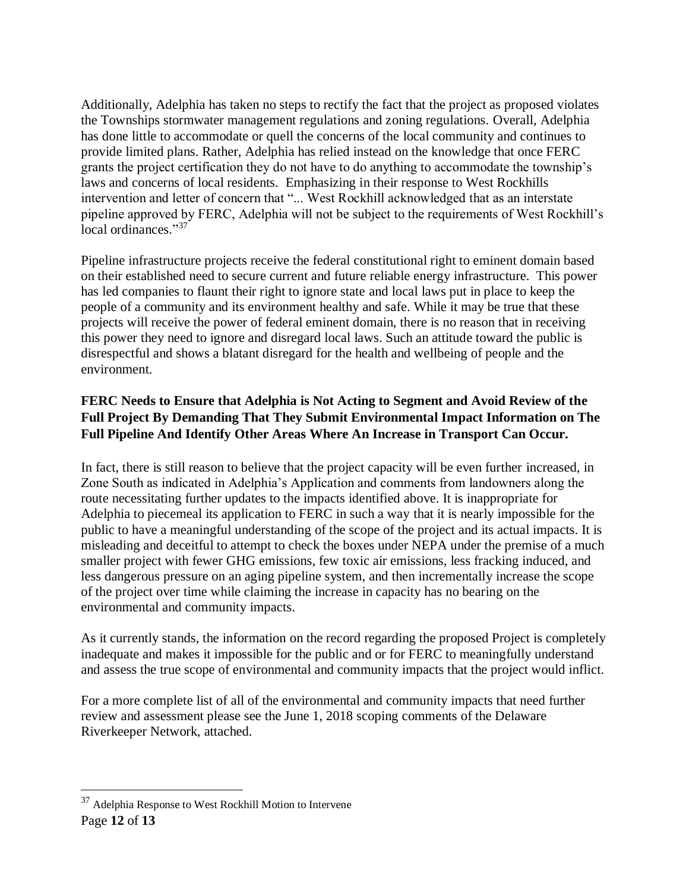Additionally, Adelphia has taken no steps to rectify the fact that the project as proposed violates the Townships stormwater management regulations and zoning regulations. Overall, Adelphia has done little to accommodate or quell the concerns of the local community and continues to provide limited plans. Rather, Adelphia has relied instead on the knowledge that once FERC grants the project certification they do not have to do anything to accommodate the township's laws and concerns of local residents. Emphasizing in their response to West Rockhills intervention and letter of concern that "... West Rockhill acknowledged that as an interstate pipeline approved by FERC, Adelphia will not be subject to the requirements of West Rockhill's local ordinances."[37]

Pipeline infrastructure projects receive the federal constitutional right to eminent domain based on their established need to secure current and future reliable energy infrastructure. This power has led companies to flaunt their right to ignore state and local laws put in place to keep the people of a community and its environment healthy and safe. While it may be true that these projects will receive the power of federal eminent domain, there is no reason that in receiving this power they need to ignore and disregard local laws. Such an attitude toward the public is disrespectful and shows a blatant disregard for the health and wellbeing of people and the environment.

**FERC Needs to Ensure that Adelphia is Not Acting to Segment and Avoid Review of the Full Project By Demanding That They Submit Environmental Impact Information on The Full Pipeline And Identify Other Areas Where An Increase in Transport Can Occur.**

In fact, there is still reason to believe that the project capacity will be even further increased, in Zone South as indicated in Adelphia's Application and comments from landowners along the route necessitating further updates to the impacts identified above. It is inappropriate for Adelphia to piecemeal its application to FERC in such a way that it is nearly impossible for the public to have a meaningful understanding of the scope of the project and its actual impacts. It is misleading and deceitful to attempt to check the boxes under NEPA under the premise of a much smaller project with fewer GHG emissions, few toxic air emissions, less fracking induced, and less dangerous pressure on an aging pipeline system, and then incrementally increase the scope of the project over time while claiming the increase in capacity has no bearing on the environmental and community impacts.

As it currently stands, the information on the record regarding the proposed Project is completely inadequate and makes it impossible for the public and or for FERC to meaningfully understand and assess the true scope of environmental and community impacts that the project would inflict.

For a more complete list of all of the environmental and community impacts that need further review and assessment please see the June 1, 2018 scoping comments of the Delaware Riverkeeper Network, attached.

---

[37] Adelphia Response to West Rockhill Motion to Intervene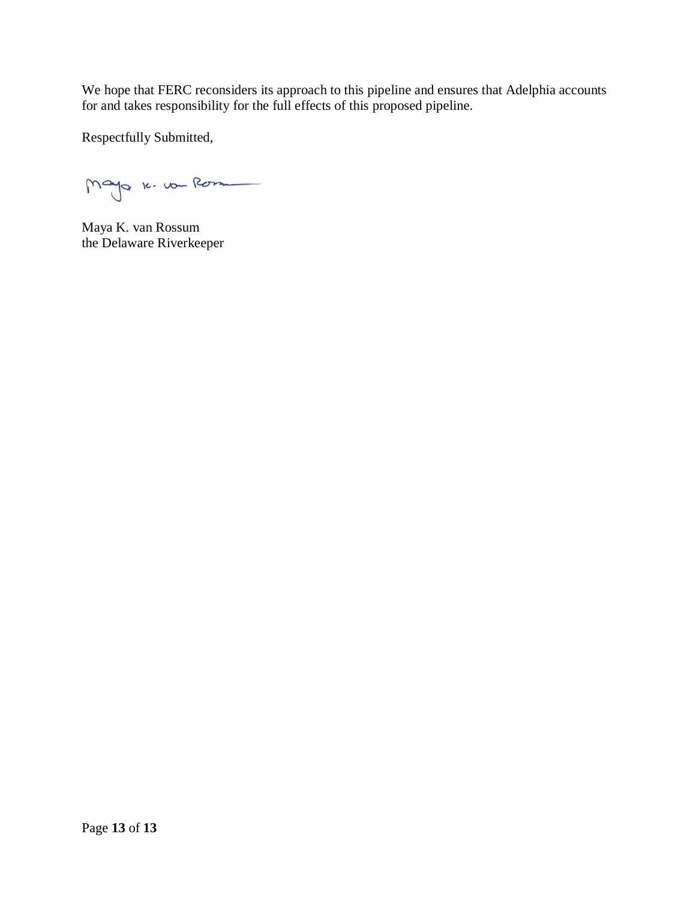We hope that FERC reconsiders its approach to this pipeline and ensures that Adelphia accounts for and takes responsibility for the full effects of this proposed pipeline.

Respectfully Submitted,

Maya K. van Rossum
the Delaware Riverkeeper